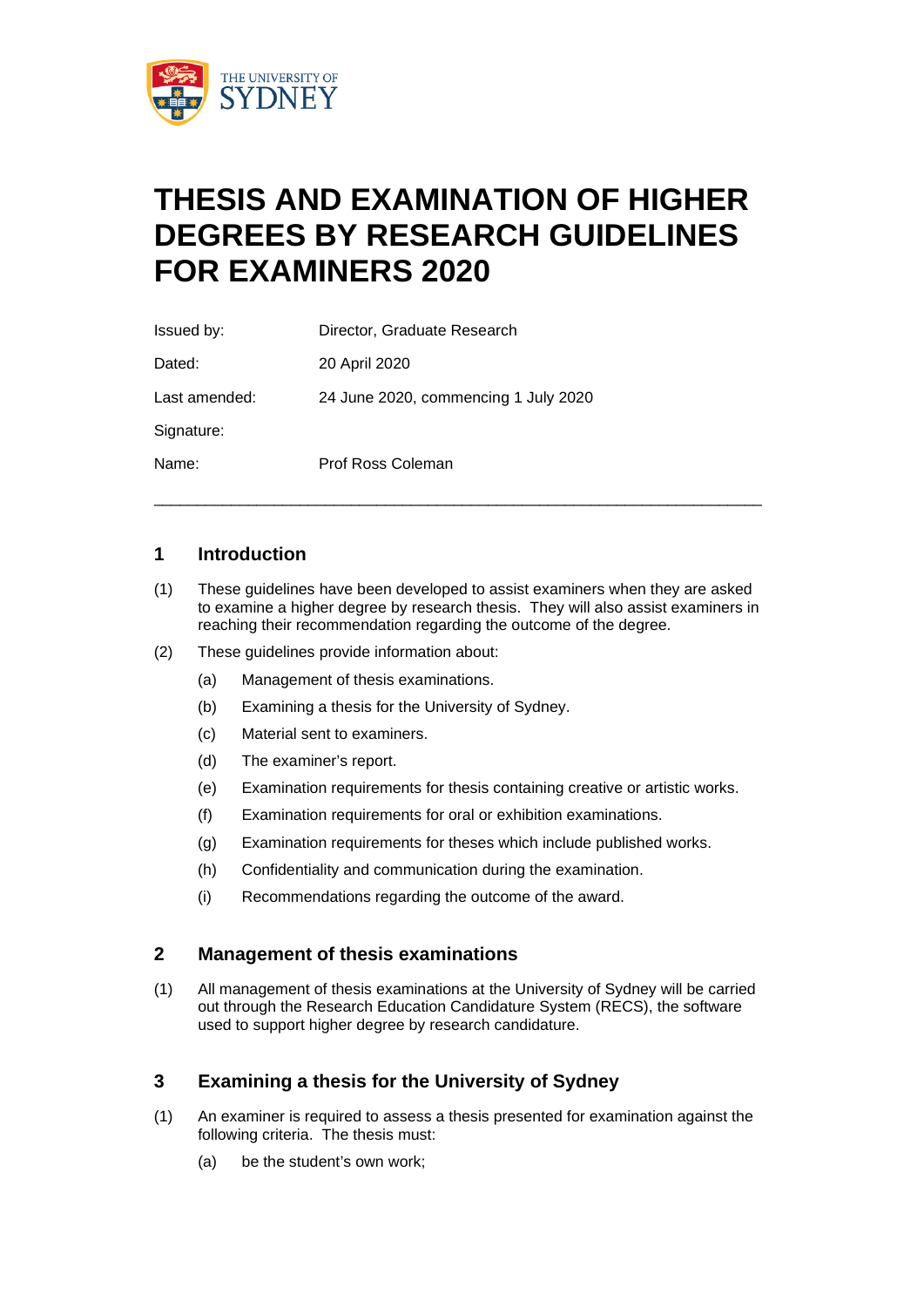# THESIS AND EXAMINATION OF HIGHER DEGREES BY RESEARCH GUIDELINES FOR EXAMINERS 2020

| | |
|---|---|
| Issued by: | Director, Graduate Research |
| Dated: | 20 April 2020 |
| Last amended: | 24 June 2020, commencing 1 July 2020 |
| Signature: | |
| Name: | Prof Ross Coleman |

---

## 1 Introduction

(1) These guidelines have been developed to assist examiners when they are asked to examine a higher degree by research thesis. They will also assist examiners in reaching their recommendation regarding the outcome of the degree.

(2) These guidelines provide information about:

- (a) Management of thesis examinations.
- (b) Examining a thesis for the University of Sydney.
- (c) Material sent to examiners.
- (d) The examiner's report.
- (e) Examination requirements for thesis containing creative or artistic works.
- (f) Examination requirements for oral or exhibition examinations.
- (g) Examination requirements for theses which include published works.
- (h) Confidentiality and communication during the examination.
- (i) Recommendations regarding the outcome of the award.

## 2 Management of thesis examinations

(1) All management of thesis examinations at the University of Sydney will be carried out through the Research Education Candidature System (RECS), the software used to support higher degree by research candidature.

## 3 Examining a thesis for the University of Sydney

(1) An examiner is required to assess a thesis presented for examination against the following criteria. The thesis must:

- (a) be the student's own work;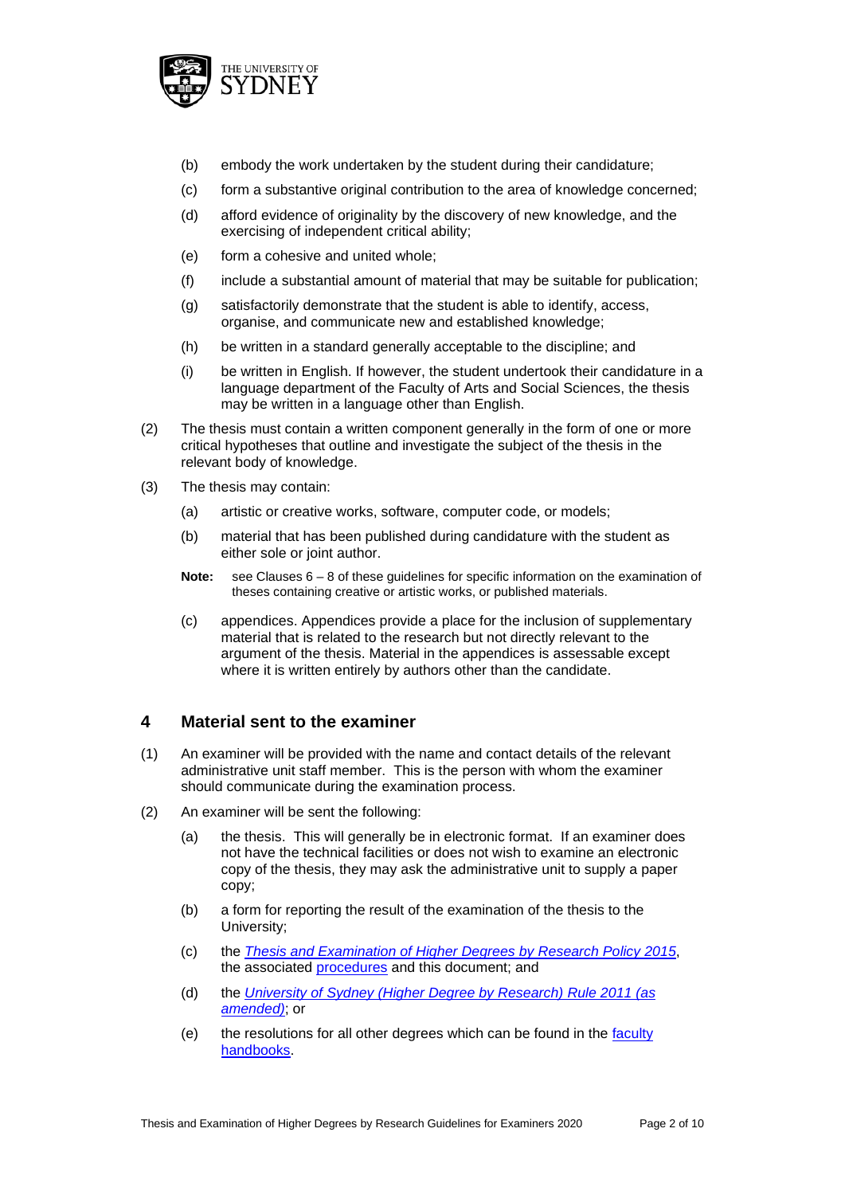(b) embody the work undertaken by the student during their candidature;

(c) form a substantive original contribution to the area of knowledge concerned;

(d) afford evidence of originality by the discovery of new knowledge, and the exercising of independent critical ability;

(e) form a cohesive and united whole;

(f) include a substantial amount of material that may be suitable for publication;

(g) satisfactorily demonstrate that the student is able to identify, access, organise, and communicate new and established knowledge;

(h) be written in a standard generally acceptable to the discipline; and

(i) be written in English. If however, the student undertook their candidature in a language department of the Faculty of Arts and Social Sciences, the thesis may be written in a language other than English.

(2) The thesis must contain a written component generally in the form of one or more critical hypotheses that outline and investigate the subject of the thesis in the relevant body of knowledge.

(3) The thesis may contain:

(a) artistic or creative works, software, computer code, or models;

(b) material that has been published during candidature with the student as either sole or joint author.

**Note:** see Clauses 6 – 8 of these guidelines for specific information on the examination of theses containing creative or artistic works, or published materials.

(c) appendices. Appendices provide a place for the inclusion of supplementary material that is related to the research but not directly relevant to the argument of the thesis. Material in the appendices is assessable except where it is written entirely by authors other than the candidate.

## 4 Material sent to the examiner

(1) An examiner will be provided with the name and contact details of the relevant administrative unit staff member. This is the person with whom the examiner should communicate during the examination process.

(2) An examiner will be sent the following:

(a) the thesis. This will generally be in electronic format. If an examiner does not have the technical facilities or does not wish to examine an electronic copy of the thesis, they may ask the administrative unit to supply a paper copy;

(b) a form for reporting the result of the examination of the thesis to the University;

(c) the *Thesis and Examination of Higher Degrees by Research Policy 2015*, the associated procedures and this document; and

(d) the *University of Sydney (Higher Degree by Research) Rule 2011 (as amended)*; or

(e) the resolutions for all other degrees which can be found in the faculty handbooks.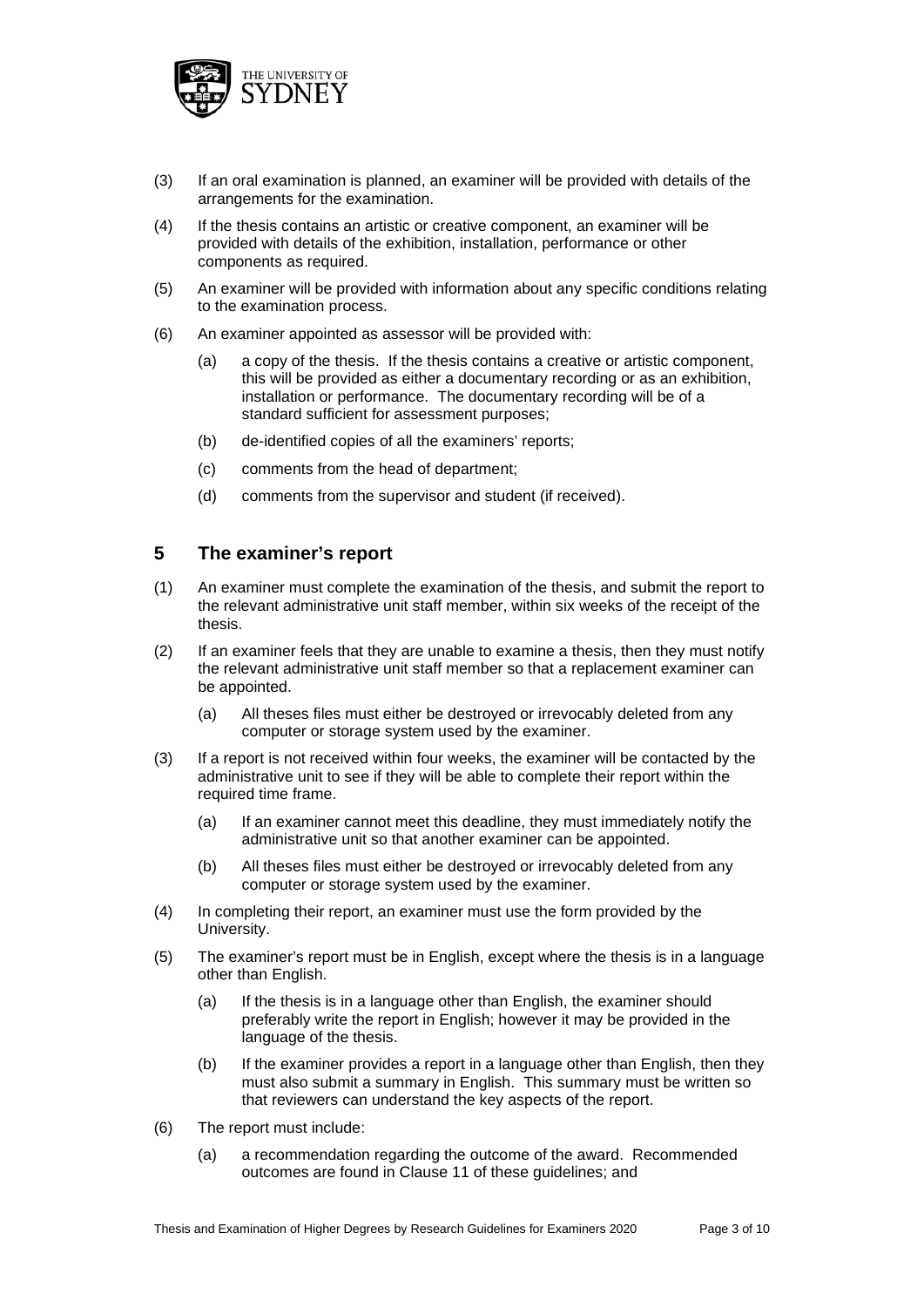(3) If an oral examination is planned, an examiner will be provided with details of the arrangements for the examination.

(4) If the thesis contains an artistic or creative component, an examiner will be provided with details of the exhibition, installation, performance or other components as required.

(5) An examiner will be provided with information about any specific conditions relating to the examination process.

(6) An examiner appointed as assessor will be provided with:

- (a) a copy of the thesis. If the thesis contains a creative or artistic component, this will be provided as either a documentary recording or as an exhibition, installation or performance. The documentary recording will be of a standard sufficient for assessment purposes;
- (b) de-identified copies of all the examiners' reports;
- (c) comments from the head of department;
- (d) comments from the supervisor and student (if received).

## 5 The examiner's report

(1) An examiner must complete the examination of the thesis, and submit the report to the relevant administrative unit staff member, within six weeks of the receipt of the thesis.

(2) If an examiner feels that they are unable to examine a thesis, then they must notify the relevant administrative unit staff member so that a replacement examiner can be appointed.

- (a) All theses files must either be destroyed or irrevocably deleted from any computer or storage system used by the examiner.

(3) If a report is not received within four weeks, the examiner will be contacted by the administrative unit to see if they will be able to complete their report within the required time frame.

- (a) If an examiner cannot meet this deadline, they must immediately notify the administrative unit so that another examiner can be appointed.
- (b) All theses files must either be destroyed or irrevocably deleted from any computer or storage system used by the examiner.

(4) In completing their report, an examiner must use the form provided by the University.

(5) The examiner's report must be in English, except where the thesis is in a language other than English.

- (a) If the thesis is in a language other than English, the examiner should preferably write the report in English; however it may be provided in the language of the thesis.
- (b) If the examiner provides a report in a language other than English, then they must also submit a summary in English. This summary must be written so that reviewers can understand the key aspects of the report.

(6) The report must include:

- (a) a recommendation regarding the outcome of the award. Recommended outcomes are found in Clause 11 of these guidelines; and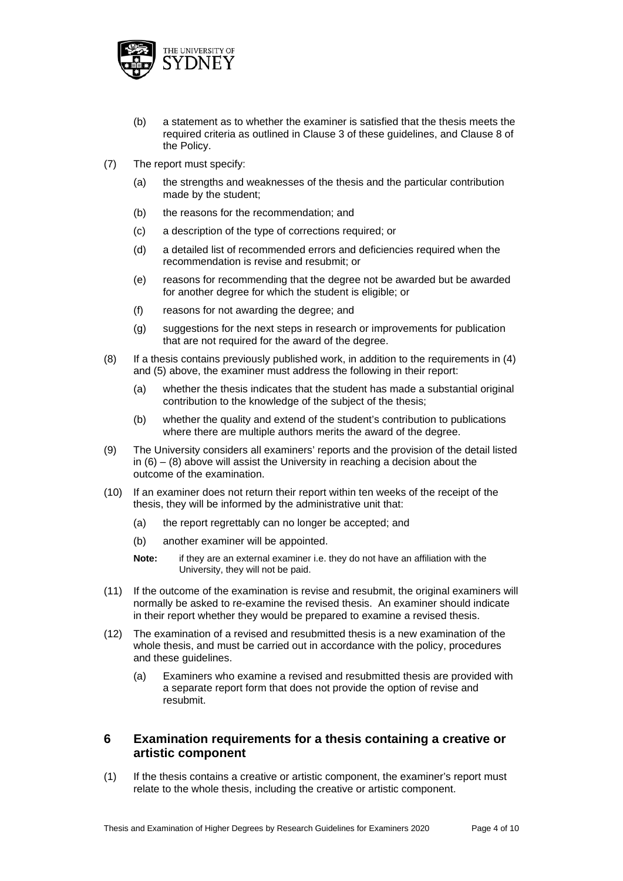(b) a statement as to whether the examiner is satisfied that the thesis meets the required criteria as outlined in Clause 3 of these guidelines, and Clause 8 of the Policy.

(7) The report must specify:

(a) the strengths and weaknesses of the thesis and the particular contribution made by the student;

(b) the reasons for the recommendation; and

(c) a description of the type of corrections required; or

(d) a detailed list of recommended errors and deficiencies required when the recommendation is revise and resubmit; or

(e) reasons for recommending that the degree not be awarded but be awarded for another degree for which the student is eligible; or

(f) reasons for not awarding the degree; and

(g) suggestions for the next steps in research or improvements for publication that are not required for the award of the degree.

(8) If a thesis contains previously published work, in addition to the requirements in (4) and (5) above, the examiner must address the following in their report:

(a) whether the thesis indicates that the student has made a substantial original contribution to the knowledge of the subject of the thesis;

(b) whether the quality and extend of the student's contribution to publications where there are multiple authors merits the award of the degree.

(9) The University considers all examiners' reports and the provision of the detail listed in (6) – (8) above will assist the University in reaching a decision about the outcome of the examination.

(10) If an examiner does not return their report within ten weeks of the receipt of the thesis, they will be informed by the administrative unit that:

(a) the report regrettably can no longer be accepted; and

(b) another examiner will be appointed.

**Note:** if they are an external examiner i.e. they do not have an affiliation with the University, they will not be paid.

(11) If the outcome of the examination is revise and resubmit, the original examiners will normally be asked to re-examine the revised thesis. An examiner should indicate in their report whether they would be prepared to examine a revised thesis.

(12) The examination of a revised and resubmitted thesis is a new examination of the whole thesis, and must be carried out in accordance with the policy, procedures and these guidelines.

(a) Examiners who examine a revised and resubmitted thesis are provided with a separate report form that does not provide the option of revise and resubmit.

## 6 Examination requirements for a thesis containing a creative or artistic component

(1) If the thesis contains a creative or artistic component, the examiner's report must relate to the whole thesis, including the creative or artistic component.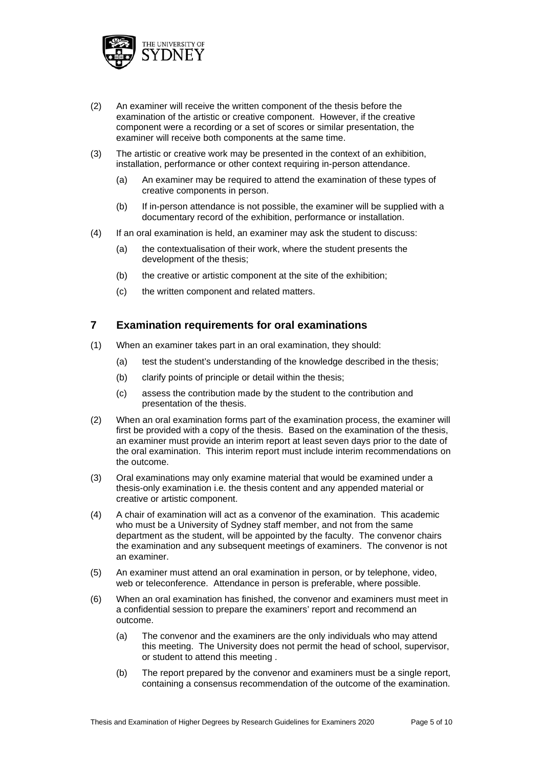(2) An examiner will receive the written component of the thesis before the examination of the artistic or creative component. However, if the creative component were a recording or a set of scores or similar presentation, the examiner will receive both components at the same time.

(3) The artistic or creative work may be presented in the context of an exhibition, installation, performance or other context requiring in-person attendance.

   (a) An examiner may be required to attend the examination of these types of creative components in person.

   (b) If in-person attendance is not possible, the examiner will be supplied with a documentary record of the exhibition, performance or installation.

(4) If an oral examination is held, an examiner may ask the student to discuss:

   (a) the contextualisation of their work, where the student presents the development of the thesis;

   (b) the creative or artistic component at the site of the exhibition;

   (c) the written component and related matters.

## 7 Examination requirements for oral examinations

(1) When an examiner takes part in an oral examination, they should:

   (a) test the student's understanding of the knowledge described in the thesis;

   (b) clarify points of principle or detail within the thesis;

   (c) assess the contribution made by the student to the contribution and presentation of the thesis.

(2) When an oral examination forms part of the examination process, the examiner will first be provided with a copy of the thesis. Based on the examination of the thesis, an examiner must provide an interim report at least seven days prior to the date of the oral examination. This interim report must include interim recommendations on the outcome.

(3) Oral examinations may only examine material that would be examined under a thesis-only examination i.e. the thesis content and any appended material or creative or artistic component.

(4) A chair of examination will act as a convenor of the examination. This academic who must be a University of Sydney staff member, and not from the same department as the student, will be appointed by the faculty. The convenor chairs the examination and any subsequent meetings of examiners. The convenor is not an examiner.

(5) An examiner must attend an oral examination in person, or by telephone, video, web or teleconference. Attendance in person is preferable, where possible.

(6) When an oral examination has finished, the convenor and examiners must meet in a confidential session to prepare the examiners' report and recommend an outcome.

   (a) The convenor and the examiners are the only individuals who may attend this meeting. The University does not permit the head of school, supervisor, or student to attend this meeting .

   (b) The report prepared by the convenor and examiners must be a single report, containing a consensus recommendation of the outcome of the examination.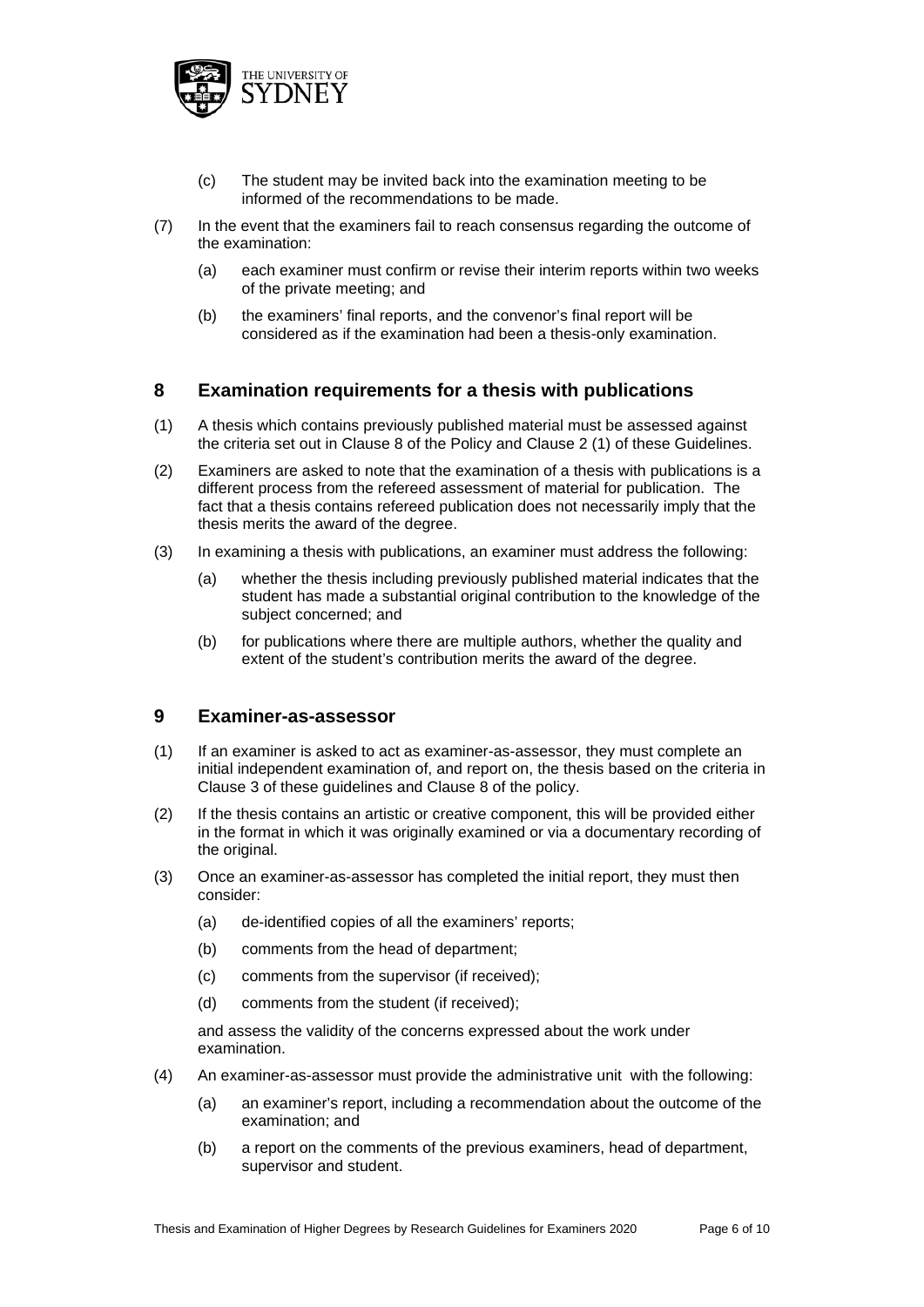(c) The student may be invited back into the examination meeting to be informed of the recommendations to be made.

(7) In the event that the examiners fail to reach consensus regarding the outcome of the examination:

(a) each examiner must confirm or revise their interim reports within two weeks of the private meeting; and

(b) the examiners' final reports, and the convenor's final report will be considered as if the examination had been a thesis-only examination.

## 8 Examination requirements for a thesis with publications

(1) A thesis which contains previously published material must be assessed against the criteria set out in Clause 8 of the Policy and Clause 2 (1) of these Guidelines.

(2) Examiners are asked to note that the examination of a thesis with publications is a different process from the refereed assessment of material for publication. The fact that a thesis contains refereed publication does not necessarily imply that the thesis merits the award of the degree.

(3) In examining a thesis with publications, an examiner must address the following:

(a) whether the thesis including previously published material indicates that the student has made a substantial original contribution to the knowledge of the subject concerned; and

(b) for publications where there are multiple authors, whether the quality and extent of the student's contribution merits the award of the degree.

## 9 Examiner-as-assessor

(1) If an examiner is asked to act as examiner-as-assessor, they must complete an initial independent examination of, and report on, the thesis based on the criteria in Clause 3 of these guidelines and Clause 8 of the policy.

(2) If the thesis contains an artistic or creative component, this will be provided either in the format in which it was originally examined or via a documentary recording of the original.

(3) Once an examiner-as-assessor has completed the initial report, they must then consider:

(a) de-identified copies of all the examiners' reports;

(b) comments from the head of department;

(c) comments from the supervisor (if received);

(d) comments from the student (if received);

and assess the validity of the concerns expressed about the work under examination.

(4) An examiner-as-assessor must provide the administrative unit with the following:

(a) an examiner's report, including a recommendation about the outcome of the examination; and

(b) a report on the comments of the previous examiners, head of department, supervisor and student.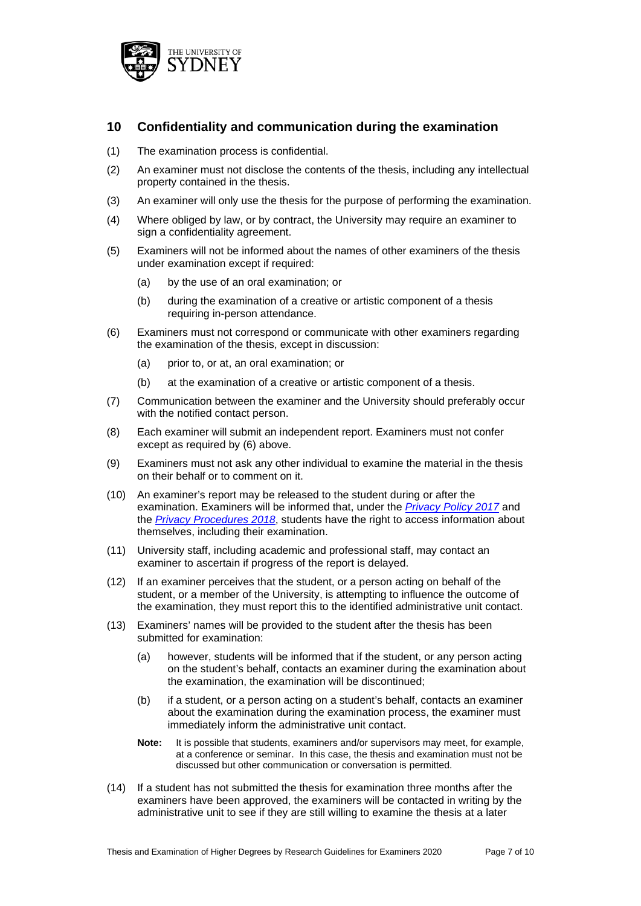## 10 Confidentiality and communication during the examination

(1) The examination process is confidential.

(2) An examiner must not disclose the contents of the thesis, including any intellectual property contained in the thesis.

(3) An examiner will only use the thesis for the purpose of performing the examination.

(4) Where obliged by law, or by contract, the University may require an examiner to sign a confidentiality agreement.

(5) Examiners will not be informed about the names of other examiners of the thesis under examination except if required:

- (a) by the use of an oral examination; or
- (b) during the examination of a creative or artistic component of a thesis requiring in-person attendance.

(6) Examiners must not correspond or communicate with other examiners regarding the examination of the thesis, except in discussion:

- (a) prior to, or at, an oral examination; or
- (b) at the examination of a creative or artistic component of a thesis.

(7) Communication between the examiner and the University should preferably occur with the notified contact person.

(8) Each examiner will submit an independent report. Examiners must not confer except as required by (6) above.

(9) Examiners must not ask any other individual to examine the material in the thesis on their behalf or to comment on it.

(10) An examiner's report may be released to the student during or after the examination. Examiners will be informed that, under the *Privacy Policy 2017* and the *Privacy Procedures 2018*, students have the right to access information about themselves, including their examination.

(11) University staff, including academic and professional staff, may contact an examiner to ascertain if progress of the report is delayed.

(12) If an examiner perceives that the student, or a person acting on behalf of the student, or a member of the University, is attempting to influence the outcome of the examination, they must report this to the identified administrative unit contact.

(13) Examiners' names will be provided to the student after the thesis has been submitted for examination:

- (a) however, students will be informed that if the student, or any person acting on the student's behalf, contacts an examiner during the examination about the examination, the examination will be discontinued;
- (b) if a student, or a person acting on a student's behalf, contacts an examiner about the examination during the examination process, the examiner must immediately inform the administrative unit contact.

**Note:** It is possible that students, examiners and/or supervisors may meet, for example, at a conference or seminar. In this case, the thesis and examination must not be discussed but other communication or conversation is permitted.

(14) If a student has not submitted the thesis for examination three months after the examiners have been approved, the examiners will be contacted in writing by the administrative unit to see if they are still willing to examine the thesis at a later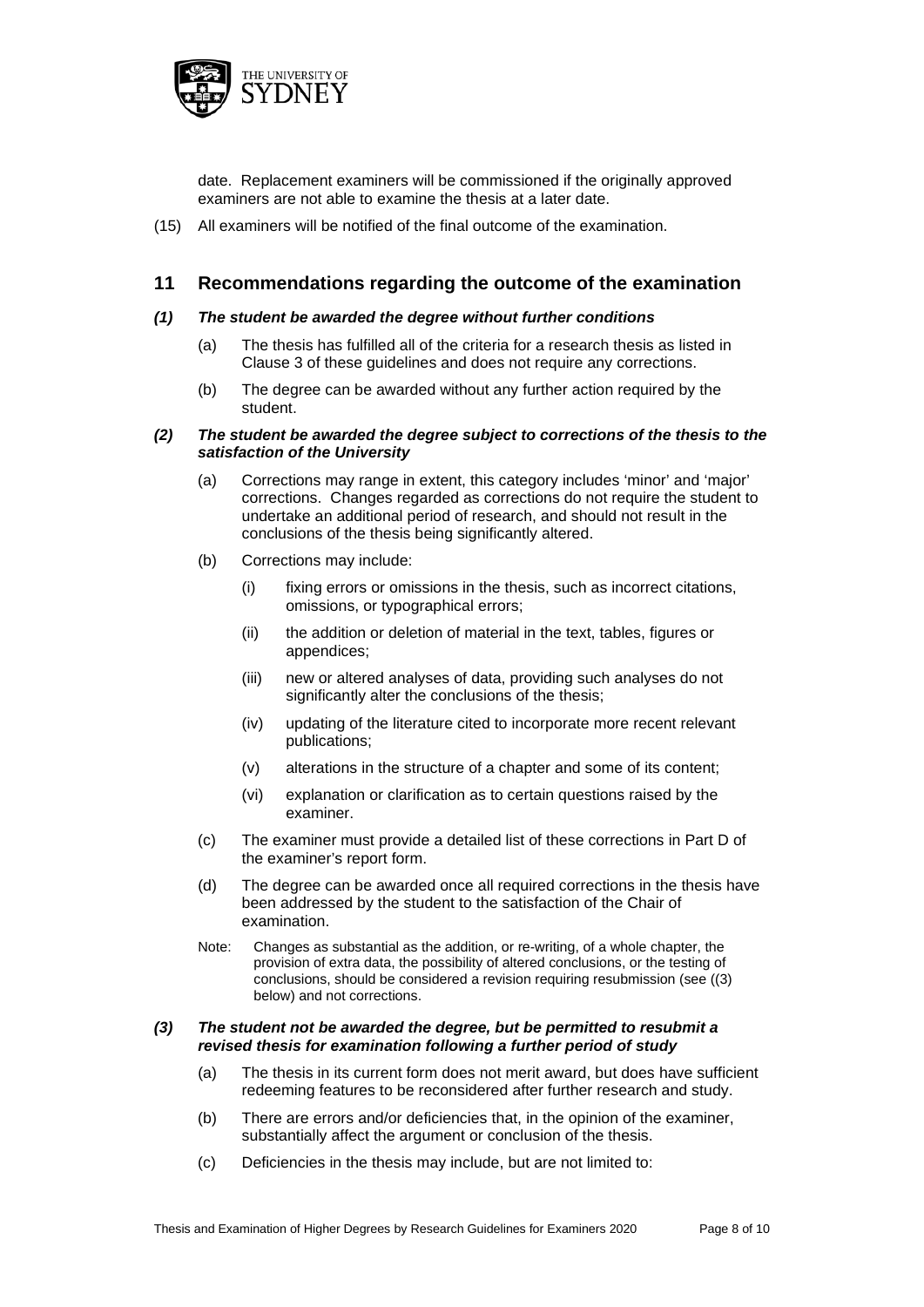date. Replacement examiners will be commissioned if the originally approved examiners are not able to examine the thesis at a later date.

(15) All examiners will be notified of the final outcome of the examination.

## 11 Recommendations regarding the outcome of the examination

### *(1) The student be awarded the degree without further conditions*

(a) The thesis has fulfilled all of the criteria for a research thesis as listed in Clause 3 of these guidelines and does not require any corrections.

(b) The degree can be awarded without any further action required by the student.

### *(2) The student be awarded the degree subject to corrections of the thesis to the satisfaction of the University*

(a) Corrections may range in extent, this category includes 'minor' and 'major' corrections. Changes regarded as corrections do not require the student to undertake an additional period of research, and should not result in the conclusions of the thesis being significantly altered.

(b) Corrections may include:

- (i) fixing errors or omissions in the thesis, such as incorrect citations, omissions, or typographical errors;
- (ii) the addition or deletion of material in the text, tables, figures or appendices;
- (iii) new or altered analyses of data, providing such analyses do not significantly alter the conclusions of the thesis;
- (iv) updating of the literature cited to incorporate more recent relevant publications;
- (v) alterations in the structure of a chapter and some of its content;
- (vi) explanation or clarification as to certain questions raised by the examiner.

(c) The examiner must provide a detailed list of these corrections in Part D of the examiner's report form.

(d) The degree can be awarded once all required corrections in the thesis have been addressed by the student to the satisfaction of the Chair of examination.

Note: Changes as substantial as the addition, or re-writing, of a whole chapter, the provision of extra data, the possibility of altered conclusions, or the testing of conclusions, should be considered a revision requiring resubmission (see ((3) below) and not corrections.

### *(3) The student not be awarded the degree, but be permitted to resubmit a revised thesis for examination following a further period of study*

(a) The thesis in its current form does not merit award, but does have sufficient redeeming features to be reconsidered after further research and study.

(b) There are errors and/or deficiencies that, in the opinion of the examiner, substantially affect the argument or conclusion of the thesis.

(c) Deficiencies in the thesis may include, but are not limited to: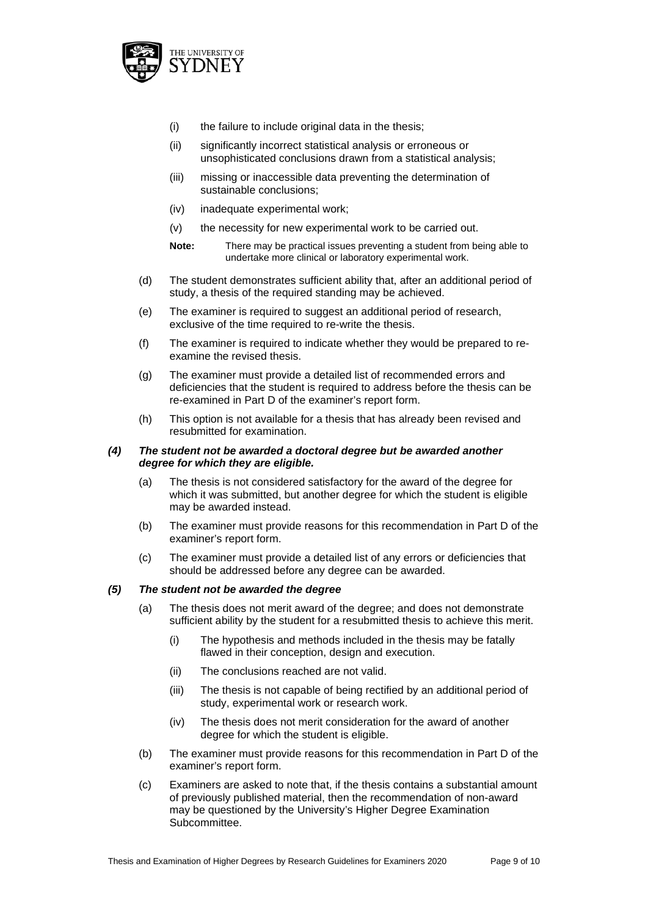(i) the failure to include original data in the thesis;

(ii) significantly incorrect statistical analysis or erroneous or unsophisticated conclusions drawn from a statistical analysis;

(iii) missing or inaccessible data preventing the determination of sustainable conclusions;

(iv) inadequate experimental work;

(v) the necessity for new experimental work to be carried out.

**Note:** There may be practical issues preventing a student from being able to undertake more clinical or laboratory experimental work.

(d) The student demonstrates sufficient ability that, after an additional period of study, a thesis of the required standing may be achieved.

(e) The examiner is required to suggest an additional period of research, exclusive of the time required to re-write the thesis.

(f) The examiner is required to indicate whether they would be prepared to re-examine the revised thesis.

(g) The examiner must provide a detailed list of recommended errors and deficiencies that the student is required to address before the thesis can be re-examined in Part D of the examiner's report form.

(h) This option is not available for a thesis that has already been revised and resubmitted for examination.

***(4) The student not be awarded a doctoral degree but be awarded another degree for which they are eligible.***

(a) The thesis is not considered satisfactory for the award of the degree for which it was submitted, but another degree for which the student is eligible may be awarded instead.

(b) The examiner must provide reasons for this recommendation in Part D of the examiner's report form.

(c) The examiner must provide a detailed list of any errors or deficiencies that should be addressed before any degree can be awarded.

***(5) The student not be awarded the degree***

(a) The thesis does not merit award of the degree; and does not demonstrate sufficient ability by the student for a resubmitted thesis to achieve this merit.

(i) The hypothesis and methods included in the thesis may be fatally flawed in their conception, design and execution.

(ii) The conclusions reached are not valid.

(iii) The thesis is not capable of being rectified by an additional period of study, experimental work or research work.

(iv) The thesis does not merit consideration for the award of another degree for which the student is eligible.

(b) The examiner must provide reasons for this recommendation in Part D of the examiner's report form.

(c) Examiners are asked to note that, if the thesis contains a substantial amount of previously published material, then the recommendation of non-award may be questioned by the University's Higher Degree Examination Subcommittee.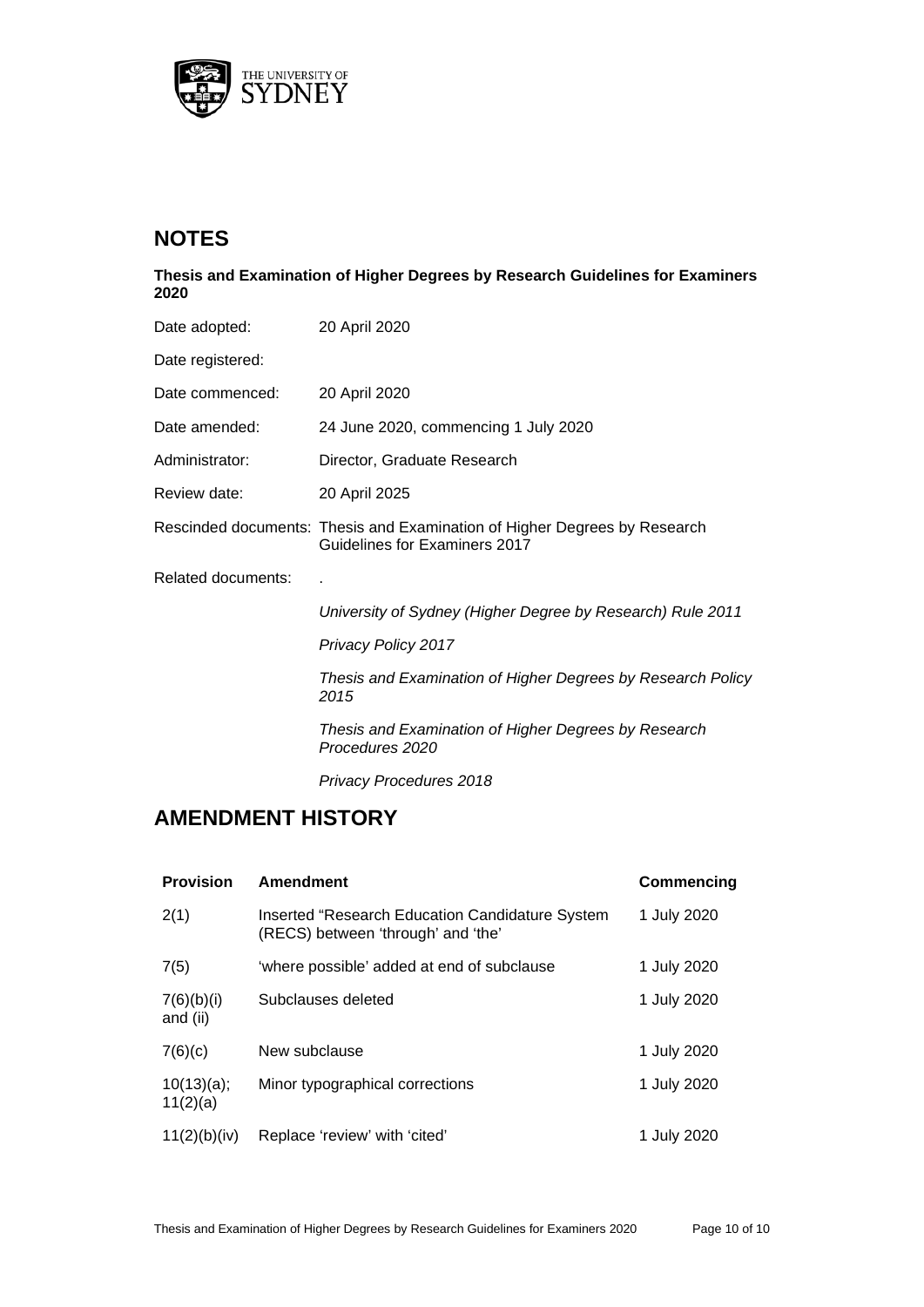## NOTES

**Thesis and Examination of Higher Degrees by Research Guidelines for Examiners 2020**

| | |
|---|---|
| Date adopted: | 20 April 2020 |
| Date registered: | |
| Date commenced: | 20 April 2020 |
| Date amended: | 24 June 2020, commencing 1 July 2020 |
| Administrator: | Director, Graduate Research |
| Review date: | 20 April 2025 |
| Rescinded documents: | Thesis and Examination of Higher Degrees by Research Guidelines for Examiners 2017 |
| Related documents: | . |
| | *University of Sydney (Higher Degree by Research) Rule 2011* |
| | *Privacy Policy 2017* |
| | *Thesis and Examination of Higher Degrees by Research Policy 2015* |
| | *Thesis and Examination of Higher Degrees by Research Procedures 2020* |
| | *Privacy Procedures 2018* |

## AMENDMENT HISTORY

| Provision | Amendment | Commencing |
|---|---|---|
| 2(1) | Inserted "Research Education Candidature System (RECS) between 'through' and 'the' | 1 July 2020 |
| 7(5) | 'where possible' added at end of subclause | 1 July 2020 |
| 7(6)(b)(i) and (ii) | Subclauses deleted | 1 July 2020 |
| 7(6)(c) | New subclause | 1 July 2020 |
| 10(13)(a); 11(2)(a) | Minor typographical corrections | 1 July 2020 |
| 11(2)(b)(iv) | Replace 'review' with 'cited' | 1 July 2020 |